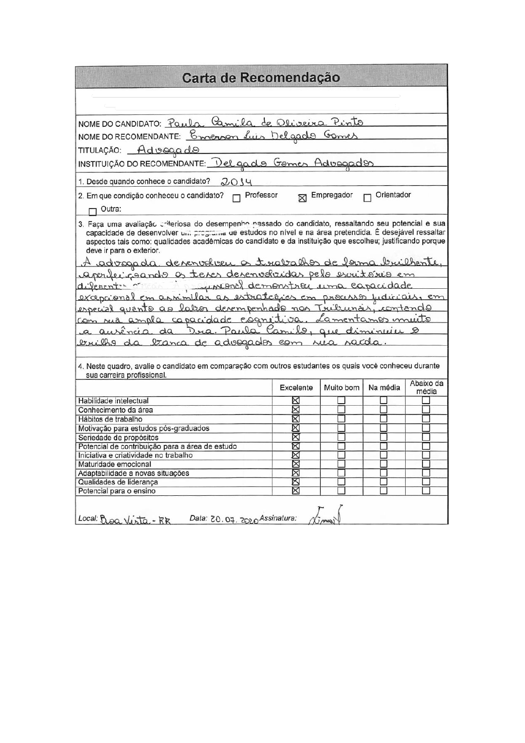# Carta de Recomendação

NOME DO CANDIDATO: Paula Camila de Oliveira Pinto

NOME DO RECOMENDANTE: Emerson Luis Delgado Gomes

TITULAÇÃO: Advogado

INSTITUIÇÃO DO RECOMENDANTE: Delgado Gomes Advogados

1. Desde quando conhece o candidato? 2014

2. Em que condição conheceu o candidato? ☐ Professor ☒ Empregador ☐ Orientador ☐ Outra:

3. Faça uma avaliação criteriosa do desempenho passado do candidato, ressaltando seu potencial e sua capacidade de desenvolver um programa de estudos no nível e na área pretendida. É desejável ressaltar aspectos tais como: qualidades acadêmicas do candidato e da instituição que escolheu; justificando porque deve ir para o exterior.

A advogada desenvolveu os trabalhos de forma brilhante, aperfeiçoando as teses desenvolvidas pelo escritório em diferentes áreas. A profissional demonstrou uma capacidade excepcional em assimilar as estratégias em processos judiciais, em especial quanto ao labor desempenhado nos Tribunais, contando com sua ampla capacidade cognitiva. Lamentamos muito a ausência da Dra. Paula Camila, que diminuiu o brilho da banca de advogados com sua saída.

4. Neste quadro, avalie o candidato em comparação com outros estudantes os quais você conheceu durante sua carreira profissional.

| | Excelente | Muito bom | Na média | Abaixo da média |
|---|---|---|---|---|
| Habilidade intelectual | ☒ | ☐ | ☐ | ☐ |
| Conhecimento da área | ☒ | ☐ | ☐ | ☐ |
| Hábitos de trabalho | ☒ | ☐ | ☐ | ☐ |
| Motivação para estudos pós-graduados | ☒ | ☐ | ☐ | ☐ |
| Seriedade de propósitos | ☒ | ☐ | ☐ | ☐ |
| Potencial de contribuição para a área de estudo | ☒ | ☐ | ☐ | ☐ |
| Iniciativa e criatividade no trabalho | ☒ | ☐ | ☐ | ☐ |
| Maturidade emocional | ☒ | ☐ | ☐ | ☐ |
| Adaptabilidade a novas situações | ☒ | ☐ | ☐ | ☐ |
| Qualidades de liderança | ☒ | ☐ | ☐ | ☐ |
| Potencial para o ensino | ☒ | ☐ | ☐ | ☐ |

Local: Boa Vista - RR Data: 20.07.2020 Assinatura: [assinatura]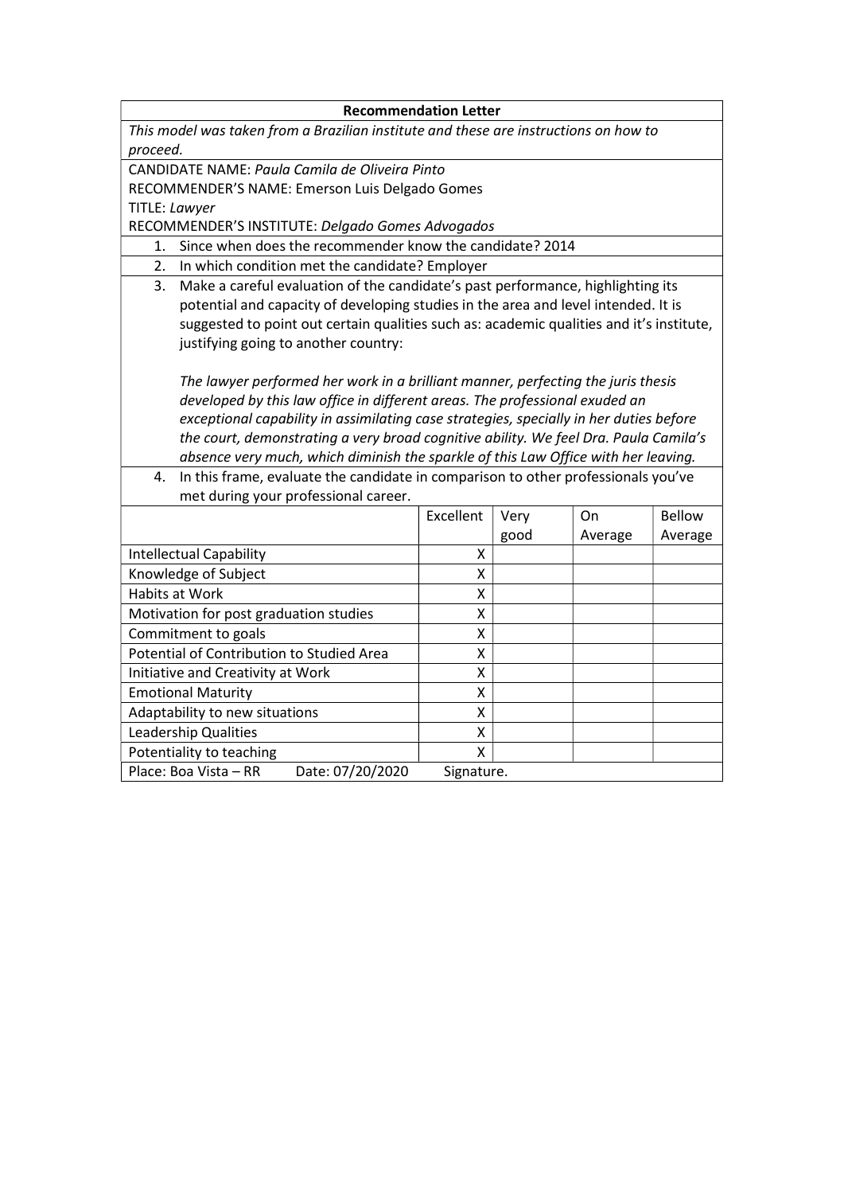**Recommendation Letter**

*This model was taken from a Brazilian institute and these are instructions on how to proceed.*

CANDIDATE NAME: *Paula Camila de Oliveira Pinto*
RECOMMENDER'S NAME: Emerson Luis Delgado Gomes
TITLE: *Lawyer*
RECOMMENDER'S INSTITUTE: *Delgado Gomes Advogados*

1. Since when does the recommender know the candidate? 2014
2. In which condition met the candidate? Employer
3. Make a careful evaluation of the candidate's past performance, highlighting its potential and capacity of developing studies in the area and level intended. It is suggested to point out certain qualities such as: academic qualities and it's institute, justifying going to another country:

   *The lawyer performed her work in a brilliant manner, perfecting the juris thesis developed by this law office in different areas. The professional exuded an exceptional capability in assimilating case strategies, specially in her duties before the court, demonstrating a very broad cognitive ability. We feel Dra. Paula Camila's absence very much, which diminish the sparkle of this Law Office with her leaving.*

4. In this frame, evaluate the candidate in comparison to other professionals you've met during your professional career.

| | Excellent | Very good | On Average | Bellow Average |
|---|---|---|---|---|
| Intellectual Capability | X | | | |
| Knowledge of Subject | X | | | |
| Habits at Work | X | | | |
| Motivation for post graduation studies | X | | | |
| Commitment to goals | X | | | |
| Potential of Contribution to Studied Area | X | | | |
| Initiative and Creativity at Work | X | | | |
| Emotional Maturity | X | | | |
| Adaptability to new situations | X | | | |
| Leadership Qualities | X | | | |
| Potentiality to teaching | X | | | |

Place: Boa Vista – RR Date: 07/20/2020 Signature.